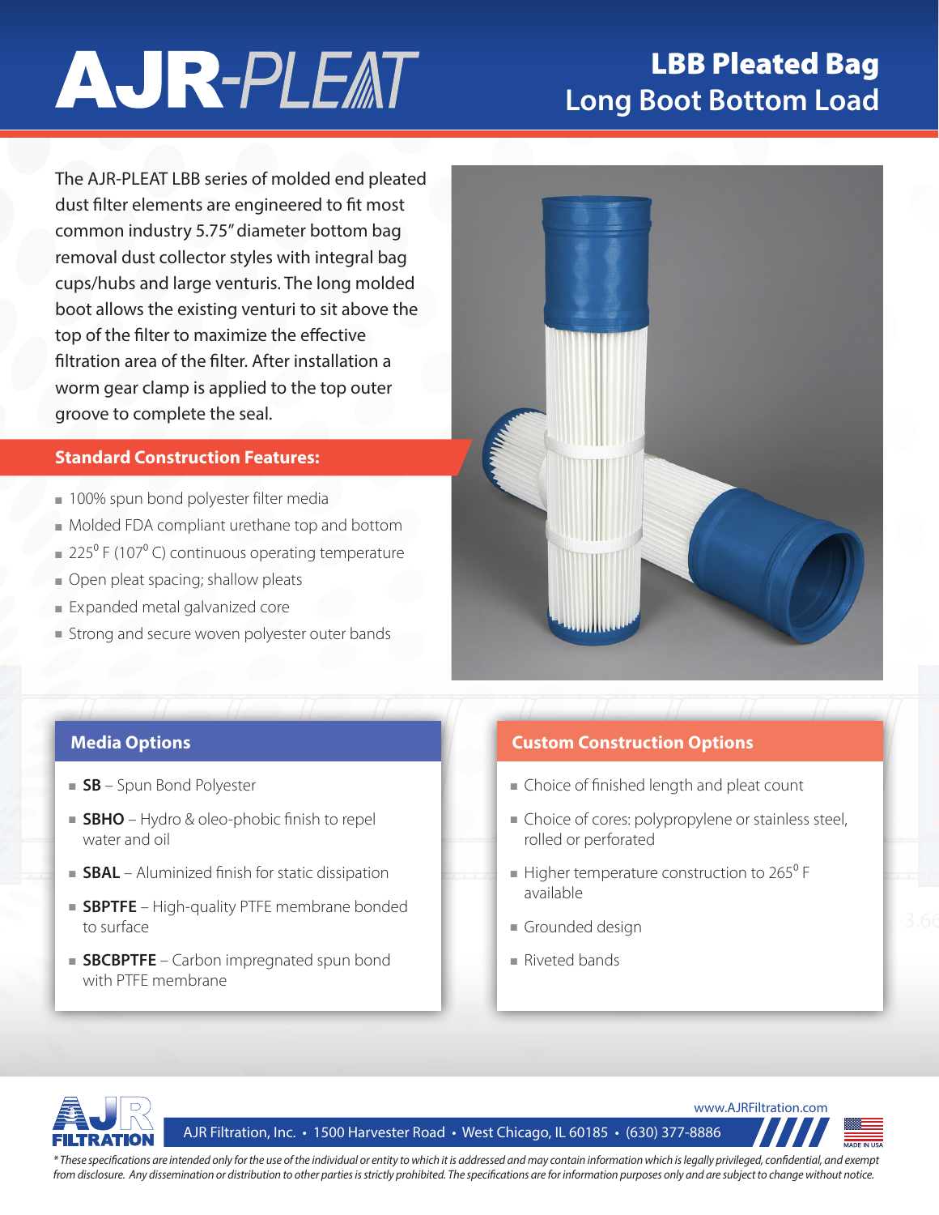# AJR-PLEAT

## LBB Pleated Bag Long Boot Bottom Load

The AJR-PLEAT LBB series of molded end pleated dust filter elements are engineered to fit most common industry 5.75" diameter bottom bag removal dust collector styles with integral bag cups/hubs and large venturis. The long molded boot allows the existing venturi to sit above the top of the filter to maximize the effective filtration area of the filter. After installation a worm gear clamp is applied to the top outer groove to complete the seal.

### Standard Construction Features:

- 100% spun bond polyester filter media
- Molded FDA compliant urethane top and bottom
- 225° F (107° C) continuous operating temperature
- Open pleat spacing; shallow pleats
- Expanded metal galvanized core
- Strong and secure woven polyester outer bands

### Media Options

- **SB** – Spun Bond Polyester
- **SBHO** – Hydro & oleo-phobic finish to repel water and oil
- **SBAL** – Aluminized finish for static dissipation
- **SBPTFE** – High-quality PTFE membrane bonded to surface
- **SBCBPTFE** – Carbon impregnated spun bond with PTFE membrane

### Custom Construction Options

- Choice of finished length and pleat count
- Choice of cores: polypropylene or stainless steel, rolled or perforated
- Higher temperature construction to 265° F available
- Grounded design
- Riveted bands

AJR FILTRATION

www.AJRFiltration.com

AJR Filtration, Inc. • 1500 Harvester Road • West Chicago, IL 60185 • (630) 377-8886

MADE IN USA

*These specifications are intended only for the use of the individual or entity to which it is addressed and may contain information which is legally privileged, confidential, and exempt from disclosure. Any dissemination or distribution to other parties is strictly prohibited. The specifications are for information purposes only and are subject to change without notice.*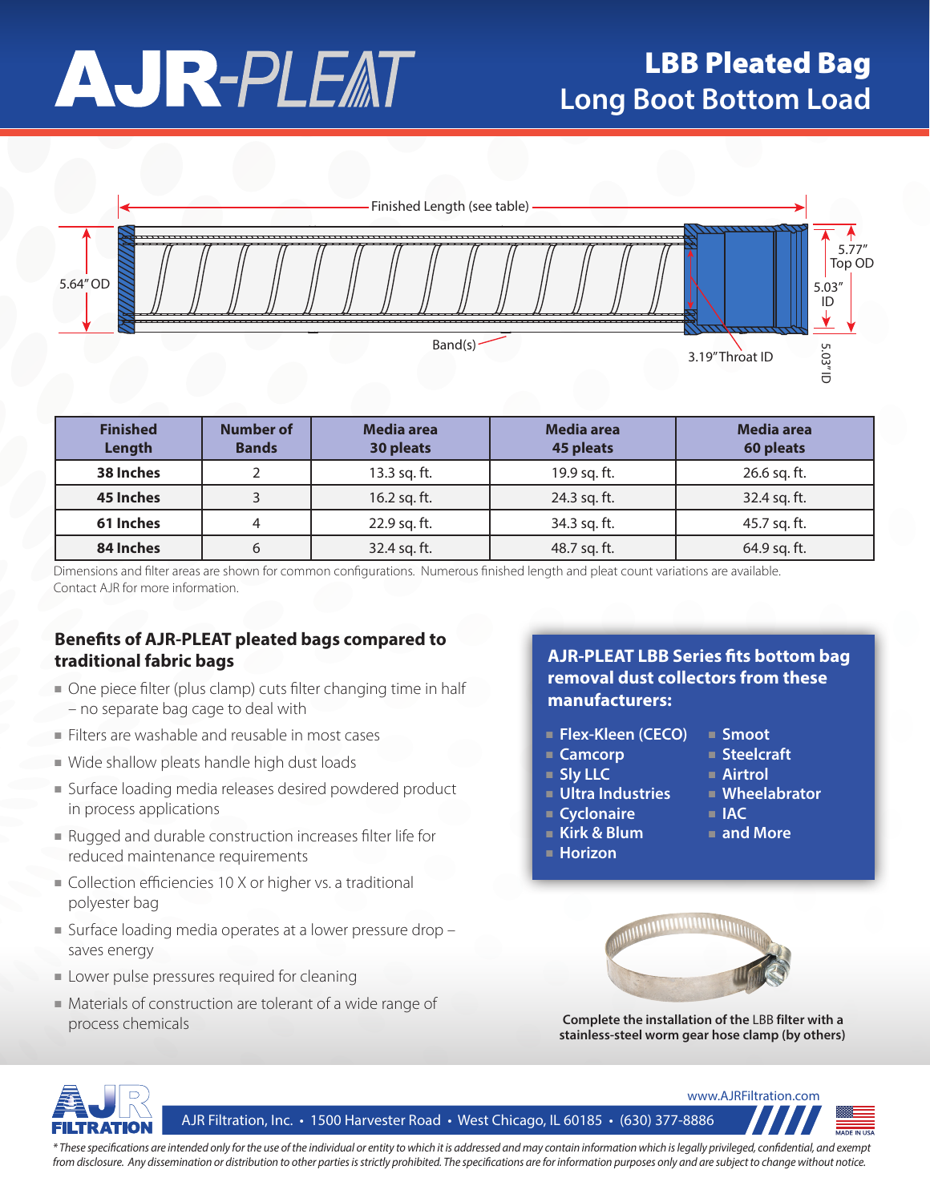# AJR-PLEAT

## LBB Pleated Bag
## Long Boot Bottom Load

Finished Length (see table)

5.64" OD

Band(s)

3.19" Throat ID

5.77" Top OD

5.03" ID

5.03" ID

| Finished Length | Number of Bands | Media area 30 pleats | Media area 45 pleats | Media area 60 pleats |
|---|---|---|---|---|
| **38 Inches** | 2 | 13.3 sq. ft. | 19.9 sq. ft. | 26.6 sq. ft. |
| **45 Inches** | 3 | 16.2 sq. ft. | 24.3 sq. ft. | 32.4 sq. ft. |
| **61 Inches** | 4 | 22.9 sq. ft. | 34.3 sq. ft. | 45.7 sq. ft. |
| **84 Inches** | 6 | 32.4 sq. ft. | 48.7 sq. ft. | 64.9 sq. ft. |

Dimensions and filter areas are shown for common configurations. Numerous finished length and pleat count variations are available. Contact AJR for more information.

### Benefits of AJR-PLEAT pleated bags compared to traditional fabric bags

- One piece filter (plus clamp) cuts filter changing time in half – no separate bag cage to deal with
- Filters are washable and reusable in most cases
- Wide shallow pleats handle high dust loads
- Surface loading media releases desired powdered product in process applications
- Rugged and durable construction increases filter life for reduced maintenance requirements
- Collection efficiencies 10 X or higher vs. a traditional polyester bag
- Surface loading media operates at a lower pressure drop – saves energy
- Lower pulse pressures required for cleaning
- Materials of construction are tolerant of a wide range of process chemicals

### AJR-PLEAT LBB Series fits bottom bag removal dust collectors from these manufacturers:

- **Flex-Kleen (CECO)**
- **Camcorp**
- **Sly LLC**
- **Ultra Industries**
- **Cyclonaire**
- **Kirk & Blum**
- **Horizon**
- **Smoot**
- **Steelcraft**
- **Airtrol**
- **Wheelabrator**
- **IAC**
- **and More**

**Complete the installation of the LBB filter with a stainless-steel worm gear hose clamp (by others)**

AJR FILTRATION

www.AJRFiltration.com

AJR Filtration, Inc. • 1500 Harvester Road • West Chicago, IL 60185 • (630) 377-8886

MADE IN USA

*\* These specifications are intended only for the use of the individual or entity to which it is addressed and may contain information which is legally privileged, confidential, and exempt from disclosure. Any dissemination or distribution to other parties is strictly prohibited. The specifications are for information purposes only and are subject to change without notice.*